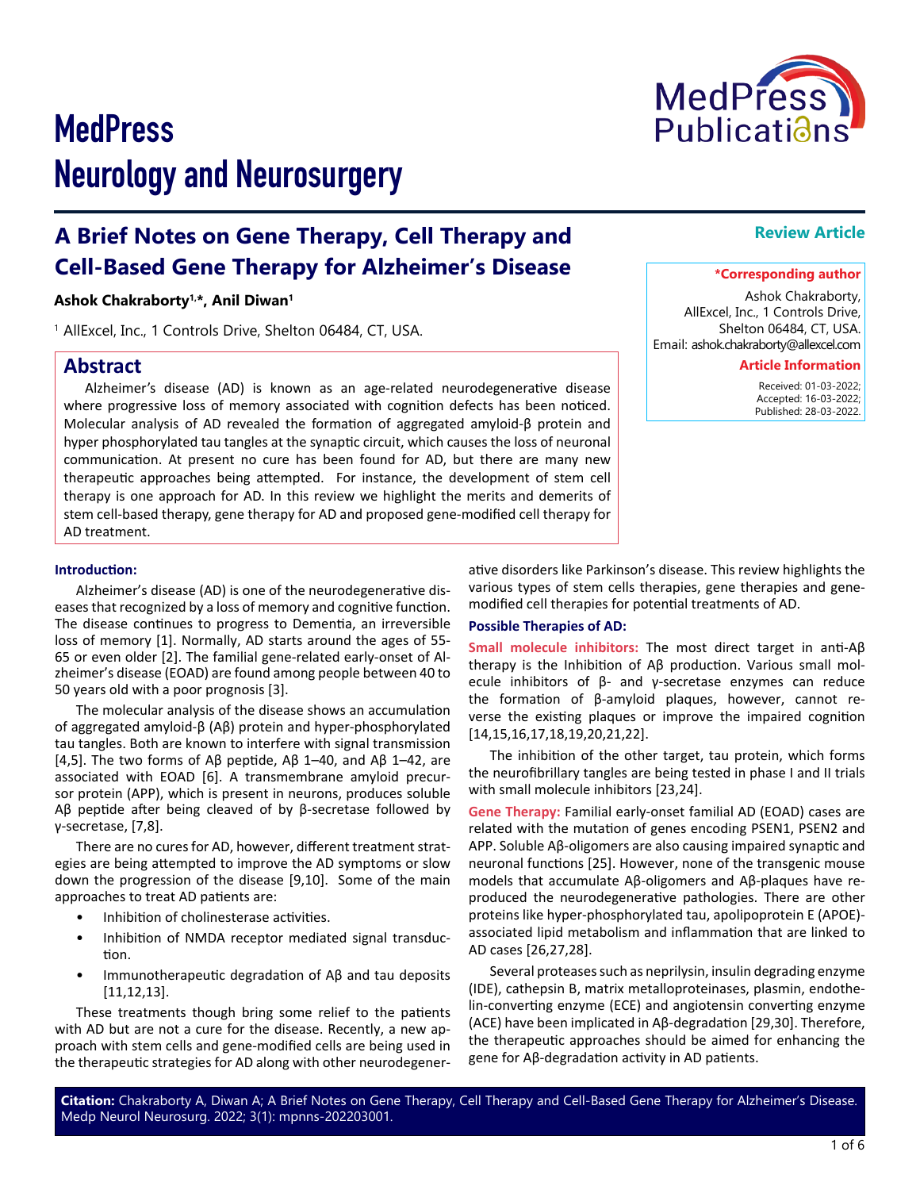# MedPress Neurology and Neurosurgery

**Review Article**

## A Brief Notes on Gene Therapy, Cell Therapy and Cell-Based Gene Therapy for Alzheimer's Disease

**Ashok Chakraborty[1,*], Anil Diwan[1]**

[1] AllExcel, Inc., 1 Controls Drive, Shelton 06484, CT, USA.

**\*Corresponding author**

Ashok Chakraborty,
AllExcel, Inc., 1 Controls Drive,
Shelton 06484, CT, USA.
Email: ashok.chakraborty@allexcel.com

**Article Information**

Received: 01-03-2022;
Accepted: 16-03-2022;
Published: 28-03-2022.

## Abstract

Alzheimer's disease (AD) is known as an age-related neurodegenerative disease where progressive loss of memory associated with cognition defects has been noticed. Molecular analysis of AD revealed the formation of aggregated amyloid-β protein and hyper phosphorylated tau tangles at the synaptic circuit, which causes the loss of neuronal communication. At present no cure has been found for AD, but there are many new therapeutic approaches being attempted. For instance, the development of stem cell therapy is one approach for AD. In this review we highlight the merits and demerits of stem cell-based therapy, gene therapy for AD and proposed gene-modified cell therapy for AD treatment.

### Introduction:

Alzheimer's disease (AD) is one of the neurodegenerative diseases that recognized by a loss of memory and cognitive function. The disease continues to progress to Dementia, an irreversible loss of memory [1]. Normally, AD starts around the ages of 55-65 or even older [2]. The familial gene-related early-onset of Alzheimer's disease (EOAD) are found among people between 40 to 50 years old with a poor prognosis [3].

The molecular analysis of the disease shows an accumulation of aggregated amyloid-β (Aβ) protein and hyper-phosphorylated tau tangles. Both are known to interfere with signal transmission [4,5]. The two forms of Aβ peptide, Aβ 1–40, and Aβ 1–42, are associated with EOAD [6]. A transmembrane amyloid precursor protein (APP), which is present in neurons, produces soluble Aβ peptide after being cleaved of by β-secretase followed by γ-secretase, [7,8].

There are no cures for AD, however, different treatment strategies are being attempted to improve the AD symptoms or slow down the progression of the disease [9,10]. Some of the main approaches to treat AD patients are:

- Inhibition of cholinesterase activities.
- Inhibition of NMDA receptor mediated signal transduction.
- Immunotherapeutic degradation of Aβ and tau deposits [11,12,13].

These treatments though bring some relief to the patients with AD but are not a cure for the disease. Recently, a new approach with stem cells and gene-modified cells are being used in the therapeutic strategies for AD along with other neurodegenerative disorders like Parkinson's disease. This review highlights the various types of stem cells therapies, gene therapies and gene-modified cell therapies for potential treatments of AD.

### Possible Therapies of AD:

**Small molecule inhibitors:** The most direct target in anti-Aβ therapy is the Inhibition of Aβ production. Various small molecule inhibitors of β- and γ-secretase enzymes can reduce the formation of β-amyloid plaques, however, cannot reverse the existing plaques or improve the impaired cognition [14,15,16,17,18,19,20,21,22].

The inhibition of the other target, tau protein, which forms the neurofibrillary tangles are being tested in phase I and II trials with small molecule inhibitors [23,24].

**Gene Therapy:** Familial early-onset familial AD (EOAD) cases are related with the mutation of genes encoding PSEN1, PSEN2 and APP. Soluble Aβ-oligomers are also causing impaired synaptic and neuronal functions [25]. However, none of the transgenic mouse models that accumulate Aβ-oligomers and Aβ-plaques have reproduced the neurodegenerative pathologies. There are other proteins like hyper-phosphorylated tau, apolipoprotein E (APOE)-associated lipid metabolism and inflammation that are linked to AD cases [26,27,28].

Several proteases such as neprilysin, insulin degrading enzyme (IDE), cathepsin B, matrix metalloproteinases, plasmin, endothelin-converting enzyme (ECE) and angiotensin converting enzyme (ACE) have been implicated in Aβ-degradation [29,30]. Therefore, the therapeutic approaches should be aimed for enhancing the gene for Aβ-degradation activity in AD patients.

**Citation:** Chakraborty A, Diwan A; A Brief Notes on Gene Therapy, Cell Therapy and Cell-Based Gene Therapy for Alzheimer's Disease. Medp Neurol Neurosurg. 2022; 3(1): mpnns-202203001.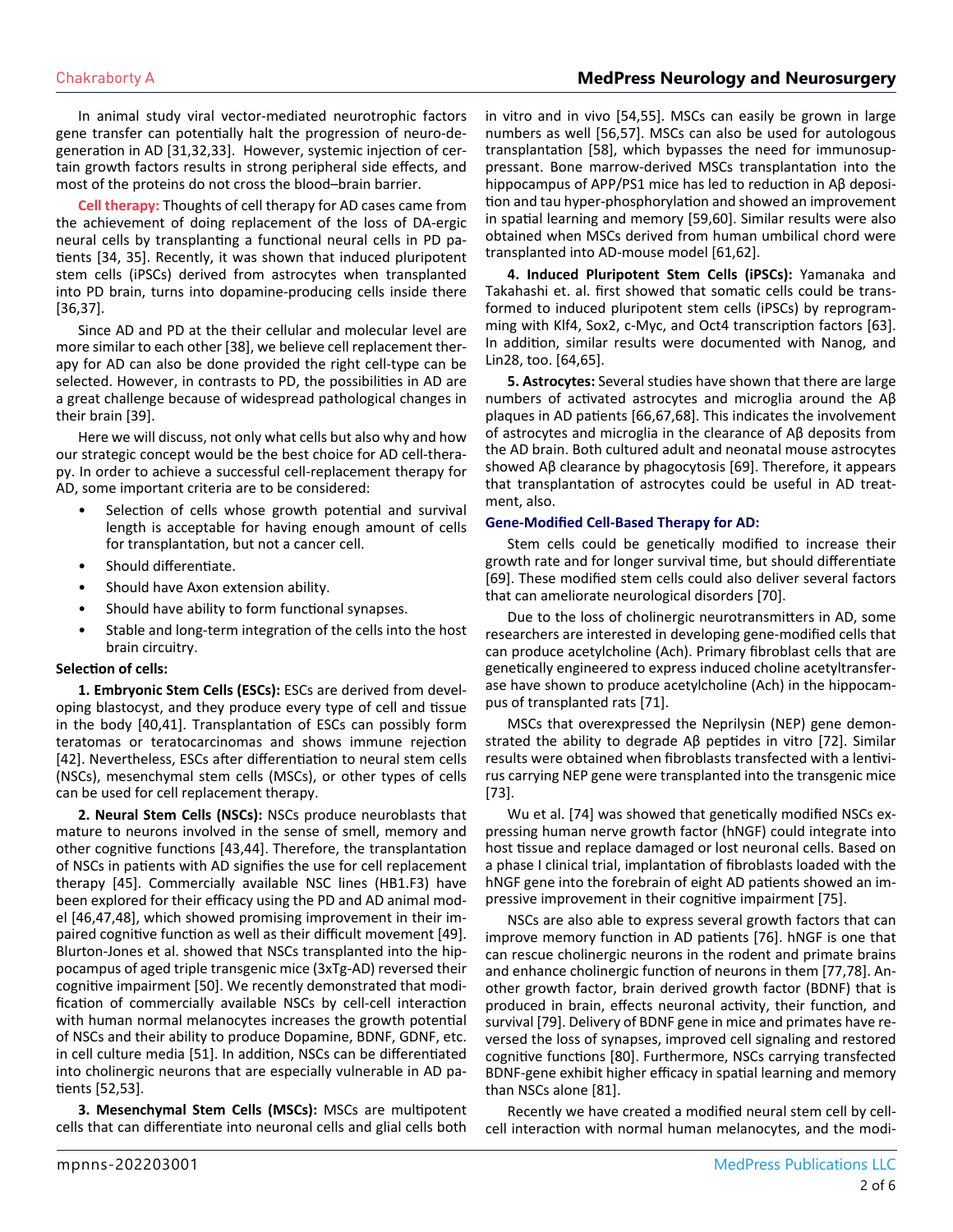In animal study viral vector-mediated neurotrophic factors gene transfer can potentially halt the progression of neuro-degeneration in AD [31,32,33]. However, systemic injection of certain growth factors results in strong peripheral side effects, and most of the proteins do not cross the blood–brain barrier.

**Cell therapy:** Thoughts of cell therapy for AD cases came from the achievement of doing replacement of the loss of DA-ergic neural cells by transplanting a functional neural cells in PD patients [34, 35]. Recently, it was shown that induced pluripotent stem cells (iPSCs) derived from astrocytes when transplanted into PD brain, turns into dopamine-producing cells inside there [36,37].

Since AD and PD at the their cellular and molecular level are more similar to each other [38], we believe cell replacement therapy for AD can also be done provided the right cell-type can be selected. However, in contrasts to PD, the possibilities in AD are a great challenge because of widespread pathological changes in their brain [39].

Here we will discuss, not only what cells but also why and how our strategic concept would be the best choice for AD cell-therapy. In order to achieve a successful cell-replacement therapy for AD, some important criteria are to be considered:

- Selection of cells whose growth potential and survival length is acceptable for having enough amount of cells for transplantation, but not a cancer cell.
- Should differentiate.
- Should have Axon extension ability.
- Should have ability to form functional synapses.
- Stable and long-term integration of the cells into the host brain circuitry.

**Selection of cells:**

**1. Embryonic Stem Cells (ESCs):** ESCs are derived from developing blastocyst, and they produce every type of cell and tissue in the body [40,41]. Transplantation of ESCs can possibly form teratomas or teratocarcinomas and shows immune rejection [42]. Nevertheless, ESCs after differentiation to neural stem cells (NSCs), mesenchymal stem cells (MSCs), or other types of cells can be used for cell replacement therapy.

**2. Neural Stem Cells (NSCs):** NSCs produce neuroblasts that mature to neurons involved in the sense of smell, memory and other cognitive functions [43,44]. Therefore, the transplantation of NSCs in patients with AD signifies the use for cell replacement therapy [45]. Commercially available NSC lines (HB1.F3) have been explored for their efficacy using the PD and AD animal model [46,47,48], which showed promising improvement in their impaired cognitive function as well as their difficult movement [49]. Blurton-Jones et al. showed that NSCs transplanted into the hippocampus of aged triple transgenic mice (3xTg-AD) reversed their cognitive impairment [50]. We recently demonstrated that modification of commercially available NSCs by cell-cell interaction with human normal melanocytes increases the growth potential of NSCs and their ability to produce Dopamine, BDNF, GDNF, etc. in cell culture media [51]. In addition, NSCs can be differentiated into cholinergic neurons that are especially vulnerable in AD patients [52,53].

**3. Mesenchymal Stem Cells (MSCs):** MSCs are multipotent cells that can differentiate into neuronal cells and glial cells both in vitro and in vivo [54,55]. MSCs can easily be grown in large numbers as well [56,57]. MSCs can also be used for autologous transplantation [58], which bypasses the need for immunosuppressant. Bone marrow-derived MSCs transplantation into the hippocampus of APP/PS1 mice has led to reduction in Aβ deposition and tau hyper-phosphorylation and showed an improvement in spatial learning and memory [59,60]. Similar results were also obtained when MSCs derived from human umbilical chord were transplanted into AD-mouse model [61,62].

**4. Induced Pluripotent Stem Cells (iPSCs):** Yamanaka and Takahashi et. al. first showed that somatic cells could be transformed to induced pluripotent stem cells (iPSCs) by reprogramming with Klf4, Sox2, c-Myc, and Oct4 transcription factors [63]. In addition, similar results were documented with Nanog, and Lin28, too. [64,65].

**5. Astrocytes:** Several studies have shown that there are large numbers of activated astrocytes and microglia around the Aβ plaques in AD patients [66,67,68]. This indicates the involvement of astrocytes and microglia in the clearance of Aβ deposits from the AD brain. Both cultured adult and neonatal mouse astrocytes showed Aβ clearance by phagocytosis [69]. Therefore, it appears that transplantation of astrocytes could be useful in AD treatment, also.

**Gene-Modified Cell-Based Therapy for AD:**

Stem cells could be genetically modified to increase their growth rate and for longer survival time, but should differentiate [69]. These modified stem cells could also deliver several factors that can ameliorate neurological disorders [70].

Due to the loss of cholinergic neurotransmitters in AD, some researchers are interested in developing gene-modified cells that can produce acetylcholine (Ach). Primary fibroblast cells that are genetically engineered to express induced choline acetyltransferase have shown to produce acetylcholine (Ach) in the hippocampus of transplanted rats [71].

MSCs that overexpressed the Neprilysin (NEP) gene demonstrated the ability to degrade Aβ peptides in vitro [72]. Similar results were obtained when fibroblasts transfected with a lentivirus carrying NEP gene were transplanted into the transgenic mice [73].

Wu et al. [74] was showed that genetically modified NSCs expressing human nerve growth factor (hNGF) could integrate into host tissue and replace damaged or lost neuronal cells. Based on a phase I clinical trial, implantation of fibroblasts loaded with the hNGF gene into the forebrain of eight AD patients showed an impressive improvement in their cognitive impairment [75].

NSCs are also able to express several growth factors that can improve memory function in AD patients [76]. hNGF is one that can rescue cholinergic neurons in the rodent and primate brains and enhance cholinergic function of neurons in them [77,78]. Another growth factor, brain derived growth factor (BDNF) that is produced in brain, effects neuronal activity, their function, and survival [79]. Delivery of BDNF gene in mice and primates have reversed the loss of synapses, improved cell signaling and restored cognitive functions [80]. Furthermore, NSCs carrying transfected BDNF-gene exhibit higher efficacy in spatial learning and memory than NSCs alone [81].

Recently we have created a modified neural stem cell by cell-cell interaction with normal human melanocytes, and the modi-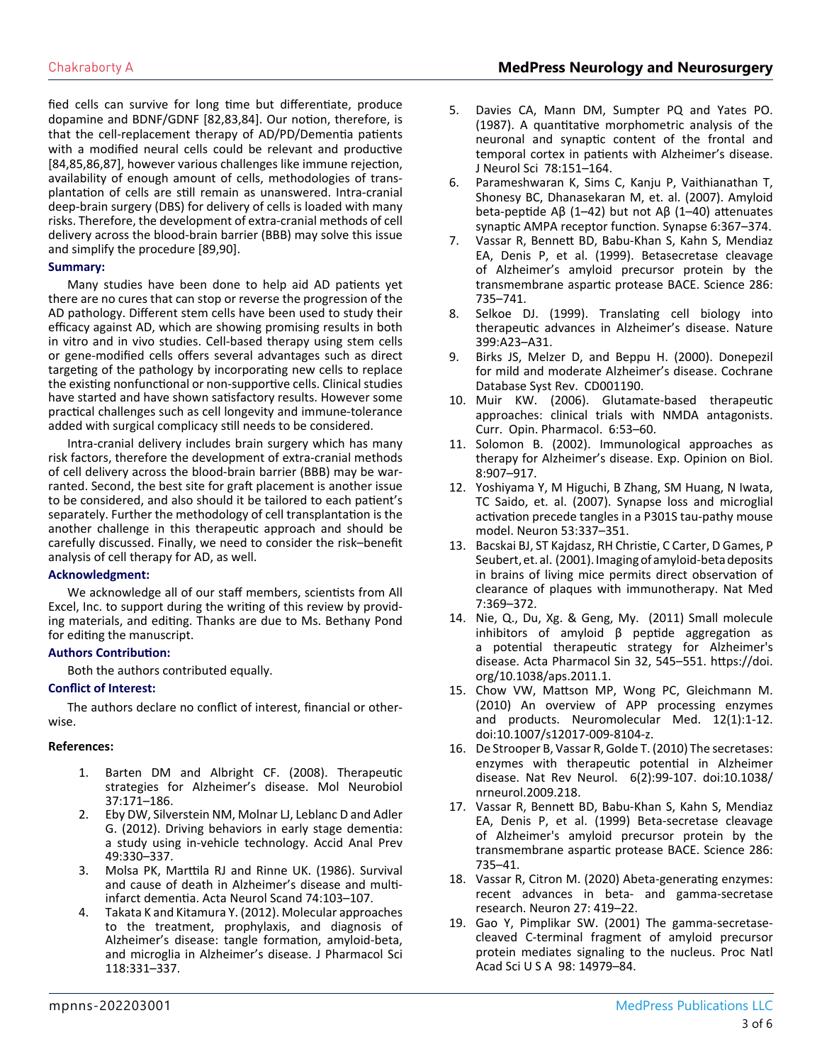fied cells can survive for long time but differentiate, produce dopamine and BDNF/GDNF [82,83,84]. Our notion, therefore, is that the cell-replacement therapy of AD/PD/Dementia patients with a modified neural cells could be relevant and productive [84,85,86,87], however various challenges like immune rejection, availability of enough amount of cells, methodologies of transplantation of cells are still remain as unanswered. Intra-cranial deep-brain surgery (DBS) for delivery of cells is loaded with many risks. Therefore, the development of extra-cranial methods of cell delivery across the blood-brain barrier (BBB) may solve this issue and simplify the procedure [89,90].

**Summary:**

Many studies have been done to help aid AD patients yet there are no cures that can stop or reverse the progression of the AD pathology. Different stem cells have been used to study their efficacy against AD, which are showing promising results in both in vitro and in vivo studies. Cell-based therapy using stem cells or gene-modified cells offers several advantages such as direct targeting of the pathology by incorporating new cells to replace the existing nonfunctional or non-supportive cells. Clinical studies have started and have shown satisfactory results. However some practical challenges such as cell longevity and immune-tolerance added with surgical complicacy still needs to be considered.

Intra-cranial delivery includes brain surgery which has many risk factors, therefore the development of extra-cranial methods of cell delivery across the blood-brain barrier (BBB) may be warranted. Second, the best site for graft placement is another issue to be considered, and also should it be tailored to each patient's separately. Further the methodology of cell transplantation is the another challenge in this therapeutic approach and should be carefully discussed. Finally, we need to consider the risk–benefit analysis of cell therapy for AD, as well.

**Acknowledgment:**

We acknowledge all of our staff members, scientists from All Excel, Inc. to support during the writing of this review by providing materials, and editing. Thanks are due to Ms. Bethany Pond for editing the manuscript.

**Authors Contribution:**

Both the authors contributed equally.

**Conflict of Interest:**

The authors declare no conflict of interest, financial or otherwise.

**References:**

1. Barten DM and Albright CF. (2008). Therapeutic strategies for Alzheimer's disease. Mol Neurobiol 37:171–186.
2. Eby DW, Silverstein NM, Molnar LJ, Leblanc D and Adler G. (2012). Driving behaviors in early stage dementia: a study using in-vehicle technology. Accid Anal Prev 49:330–337.
3. Molsa PK, Marttila RJ and Rinne UK. (1986). Survival and cause of death in Alzheimer's disease and multi-infarct dementia. Acta Neurol Scand 74:103–107.
4. Takata K and Kitamura Y. (2012). Molecular approaches to the treatment, prophylaxis, and diagnosis of Alzheimer's disease: tangle formation, amyloid-beta, and microglia in Alzheimer's disease. J Pharmacol Sci 118:331–337.
5. Davies CA, Mann DM, Sumpter PQ and Yates PO. (1987). A quantitative morphometric analysis of the neuronal and synaptic content of the frontal and temporal cortex in patients with Alzheimer's disease. J Neurol Sci 78:151–164.
6. Parameshwaran K, Sims C, Kanju P, Vaithianathan T, Shonesy BC, Dhanasekaran M, et. al. (2007). Amyloid beta-peptide Aβ (1–42) but not Aβ (1–40) attenuates synaptic AMPA receptor function. Synapse 6:367–374.
7. Vassar R, Bennett BD, Babu-Khan S, Kahn S, Mendiaz EA, Denis P, et al. (1999). Betasecretase cleavage of Alzheimer's amyloid precursor protein by the transmembrane aspartic protease BACE. Science 286: 735–741.
8. Selkoe DJ. (1999). Translating cell biology into therapeutic advances in Alzheimer's disease. Nature 399:A23–A31.
9. Birks JS, Melzer D, and Beppu H. (2000). Donepezil for mild and moderate Alzheimer's disease. Cochrane Database Syst Rev. CD001190.
10. Muir KW. (2006). Glutamate-based therapeutic approaches: clinical trials with NMDA antagonists. Curr. Opin. Pharmacol. 6:53–60.
11. Solomon B. (2002). Immunological approaches as therapy for Alzheimer's disease. Exp. Opinion on Biol. 8:907–917.
12. Yoshiyama Y, M Higuchi, B Zhang, SM Huang, N Iwata, TC Saido, et. al. (2007). Synapse loss and microglial activation precede tangles in a P301S tau-pathy mouse model. Neuron 53:337–351.
13. Bacskai BJ, ST Kajdasz, RH Christie, C Carter, D Games, P Seubert, et. al. (2001). Imaging of amyloid-beta deposits in brains of living mice permits direct observation of clearance of plaques with immunotherapy. Nat Med 7:369–372.
14. Nie, Q., Du, Xg. & Geng, My. (2011) Small molecule inhibitors of amyloid β peptide aggregation as a potential therapeutic strategy for Alzheimer's disease. Acta Pharmacol Sin 32, 545–551. https://doi.org/10.1038/aps.2011.1.
15. Chow VW, Mattson MP, Wong PC, Gleichmann M. (2010) An overview of APP processing enzymes and products. Neuromolecular Med. 12(1):1-12. doi:10.1007/s12017-009-8104-z.
16. De Strooper B, Vassar R, Golde T. (2010) The secretases: enzymes with therapeutic potential in Alzheimer disease. Nat Rev Neurol. 6(2):99-107. doi:10.1038/nrneurol.2009.218.
17. Vassar R, Bennett BD, Babu-Khan S, Kahn S, Mendiaz EA, Denis P, et al. (1999) Beta-secretase cleavage of Alzheimer's amyloid precursor protein by the transmembrane aspartic protease BACE. Science 286: 735–41.
18. Vassar R, Citron M. (2020) Abeta-generating enzymes: recent advances in beta- and gamma-secretase research. Neuron 27: 419–22.
19. Gao Y, Pimplikar SW. (2001) The gamma-secretase-cleaved C-terminal fragment of amyloid precursor protein mediates signaling to the nucleus. Proc Natl Acad Sci U S A 98: 14979–84.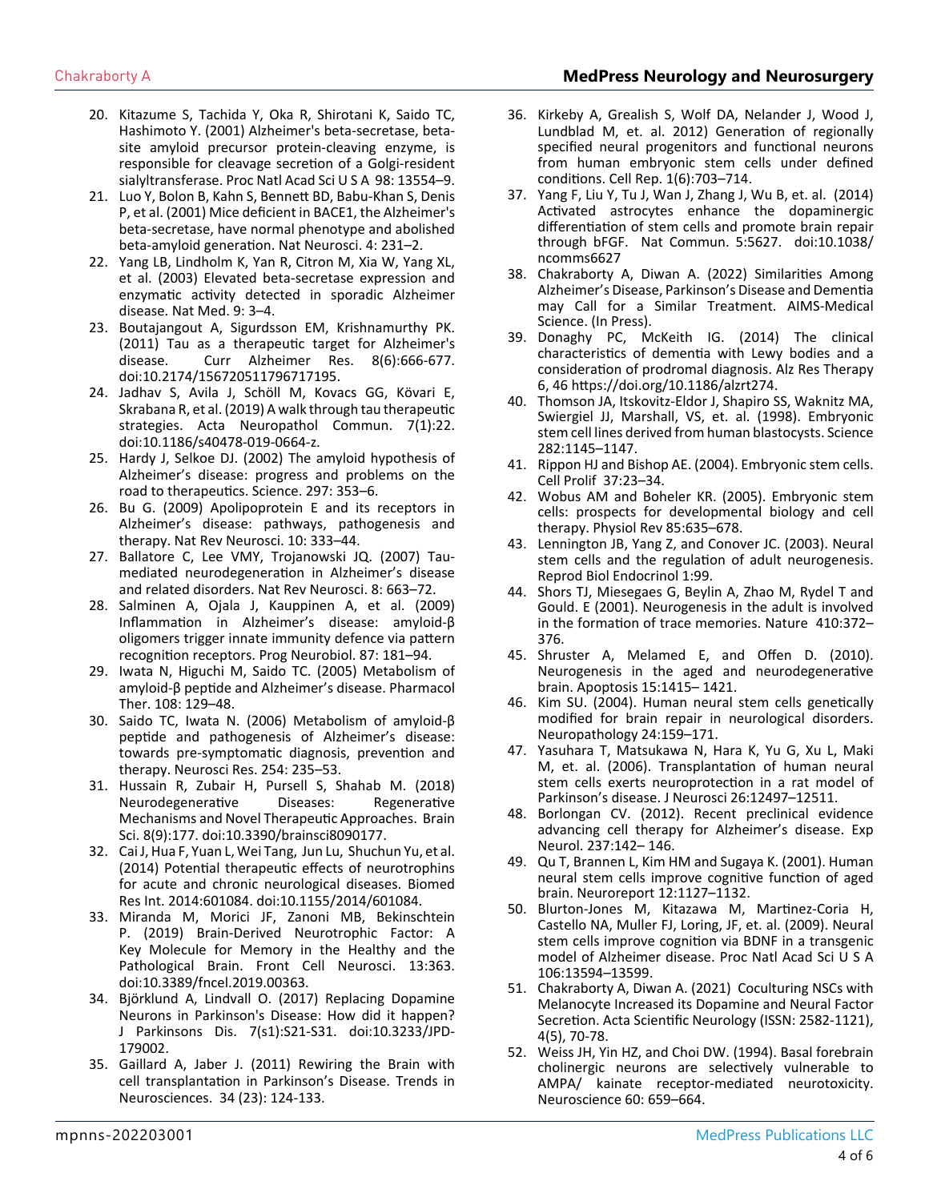20. Kitazume S, Tachida Y, Oka R, Shirotani K, Saido TC, Hashimoto Y. (2001) Alzheimer's beta-secretase, beta-site amyloid precursor protein-cleaving enzyme, is responsible for cleavage secretion of a Golgi-resident sialyltransferase. Proc Natl Acad Sci U S A 98: 13554–9.
21. Luo Y, Bolon B, Kahn S, Bennett BD, Babu-Khan S, Denis P, et al. (2001) Mice deficient in BACE1, the Alzheimer's beta-secretase, have normal phenotype and abolished beta-amyloid generation. Nat Neurosci. 4: 231–2.
22. Yang LB, Lindholm K, Yan R, Citron M, Xia W, Yang XL, et al. (2003) Elevated beta-secretase expression and enzymatic activity detected in sporadic Alzheimer disease. Nat Med. 9: 3–4.
23. Boutajangout A, Sigurdsson EM, Krishnamurthy PK. (2011) Tau as a therapeutic target for Alzheimer's disease. Curr Alzheimer Res. 8(6):666-677. doi:10.2174/156720511796717195.
24. Jadhav S, Avila J, Schöll M, Kovacs GG, Kövari E, Skrabana R, et al. (2019) A walk through tau therapeutic strategies. Acta Neuropathol Commun. 7(1):22. doi:10.1186/s40478-019-0664-z.
25. Hardy J, Selkoe DJ. (2002) The amyloid hypothesis of Alzheimer's disease: progress and problems on the road to therapeutics. Science. 297: 353–6.
26. Bu G. (2009) Apolipoprotein E and its receptors in Alzheimer's disease: pathways, pathogenesis and therapy. Nat Rev Neurosci. 10: 333–44.
27. Ballatore C, Lee VMY, Trojanowski JQ. (2007) Tau-mediated neurodegeneration in Alzheimer's disease and related disorders. Nat Rev Neurosci. 8: 663–72.
28. Salminen A, Ojala J, Kauppinen A, et al. (2009) Inflammation in Alzheimer's disease: amyloid-β oligomers trigger innate immunity defence via pattern recognition receptors. Prog Neurobiol. 87: 181–94.
29. Iwata N, Higuchi M, Saido TC. (2005) Metabolism of amyloid-β peptide and Alzheimer's disease. Pharmacol Ther. 108: 129–48.
30. Saido TC, Iwata N. (2006) Metabolism of amyloid-β peptide and pathogenesis of Alzheimer's disease: towards pre-symptomatic diagnosis, prevention and therapy. Neurosci Res. 254: 235–53.
31. Hussain R, Zubair H, Pursell S, Shahab M. (2018) Neurodegenerative Diseases: Regenerative Mechanisms and Novel Therapeutic Approaches. Brain Sci. 8(9):177. doi:10.3390/brainsci8090177.
32. Cai J, Hua F, Yuan L, Wei Tang, Jun Lu, Shuchun Yu, et al. (2014) Potential therapeutic effects of neurotrophins for acute and chronic neurological diseases. Biomed Res Int. 2014:601084. doi:10.1155/2014/601084.
33. Miranda M, Morici JF, Zanoni MB, Bekinschtein P. (2019) Brain-Derived Neurotrophic Factor: A Key Molecule for Memory in the Healthy and the Pathological Brain. Front Cell Neurosci. 13:363. doi:10.3389/fncel.2019.00363.
34. Björklund A, Lindvall O. (2017) Replacing Dopamine Neurons in Parkinson's Disease: How did it happen? J Parkinsons Dis. 7(s1):S21-S31. doi:10.3233/JPD-179002.
35. Gaillard A, Jaber J. (2011) Rewiring the Brain with cell transplantation in Parkinson's Disease. Trends in Neurosciences. 34 (23): 124-133.
36. Kirkeby A, Grealish S, Wolf DA, Nelander J, Wood J, Lundblad M, et. al. 2012) Generation of regionally specified neural progenitors and functional neurons from human embryonic stem cells under defined conditions. Cell Rep. 1(6):703–714.
37. Yang F, Liu Y, Tu J, Wan J, Zhang J, Wu B, et. al. (2014) Activated astrocytes enhance the dopaminergic differentiation of stem cells and promote brain repair through bFGF. Nat Commun. 5:5627. doi:10.1038/ncomms6627
38. Chakraborty A, Diwan A. (2022) Similarities Among Alzheimer's Disease, Parkinson's Disease and Dementia may Call for a Similar Treatment. AIMS-Medical Science. (In Press).
39. Donaghy PC, McKeith IG. (2014) The clinical characteristics of dementia with Lewy bodies and a consideration of prodromal diagnosis. Alz Res Therapy 6, 46 https://doi.org/10.1186/alzrt274.
40. Thomson JA, Itskovitz-Eldor J, Shapiro SS, Waknitz MA, Swiergiel JJ, Marshall, VS, et. al. (1998). Embryonic stem cell lines derived from human blastocysts. Science 282:1145–1147.
41. Rippon HJ and Bishop AE. (2004). Embryonic stem cells. Cell Prolif 37:23–34.
42. Wobus AM and Boheler KR. (2005). Embryonic stem cells: prospects for developmental biology and cell therapy. Physiol Rev 85:635–678.
43. Lennington JB, Yang Z, and Conover JC. (2003). Neural stem cells and the regulation of adult neurogenesis. Reprod Biol Endocrinol 1:99.
44. Shors TJ, Miesegaes G, Beylin A, Zhao M, Rydel T and Gould. E (2001). Neurogenesis in the adult is involved in the formation of trace memories. Nature 410:372–376.
45. Shruster A, Melamed E, and Offen D. (2010). Neurogenesis in the aged and neurodegenerative brain. Apoptosis 15:1415– 1421.
46. Kim SU. (2004). Human neural stem cells genetically modified for brain repair in neurological disorders. Neuropathology 24:159–171.
47. Yasuhara T, Matsukawa N, Hara K, Yu G, Xu L, Maki M, et. al. (2006). Transplantation of human neural stem cells exerts neuroprotection in a rat model of Parkinson's disease. J Neurosci 26:12497–12511.
48. Borlongan CV. (2012). Recent preclinical evidence advancing cell therapy for Alzheimer's disease. Exp Neurol. 237:142– 146.
49. Qu T, Brannen L, Kim HM and Sugaya K. (2001). Human neural stem cells improve cognitive function of aged brain. Neuroreport 12:1127–1132.
50. Blurton-Jones M, Kitazawa M, Martinez-Coria H, Castello NA, Muller FJ, Loring, JF, et. al. (2009). Neural stem cells improve cognition via BDNF in a transgenic model of Alzheimer disease. Proc Natl Acad Sci U S A 106:13594–13599.
51. Chakraborty A, Diwan A. (2021) Coculturing NSCs with Melanocyte Increased its Dopamine and Neural Factor Secretion. Acta Scientific Neurology (ISSN: 2582-1121), 4(5), 70-78.
52. Weiss JH, Yin HZ, and Choi DW. (1994). Basal forebrain cholinergic neurons are selectively vulnerable to AMPA/ kainate receptor-mediated neurotoxicity. Neuroscience 60: 659–664.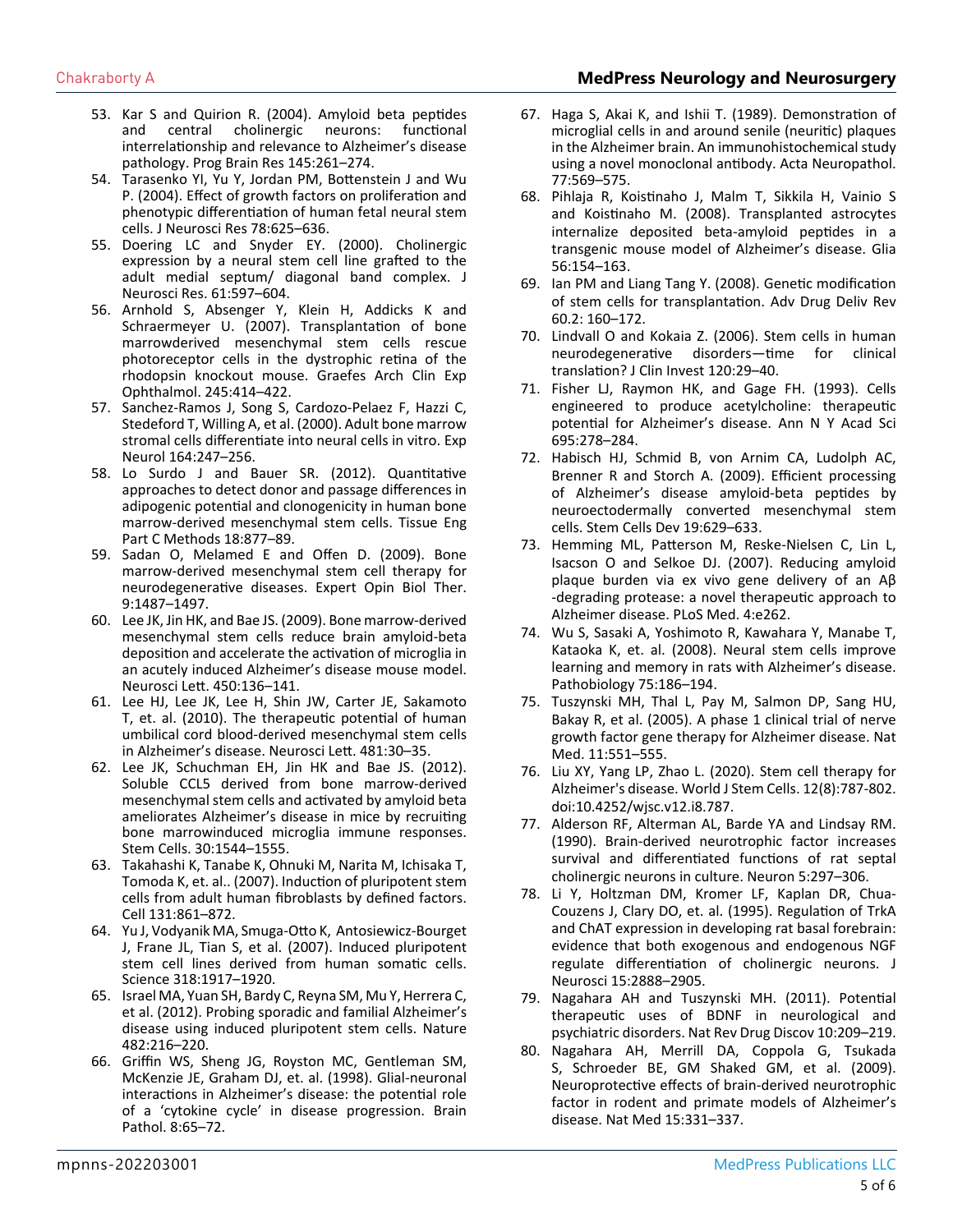53. Kar S and Quirion R. (2004). Amyloid beta peptides and central cholinergic neurons: functional interrelationship and relevance to Alzheimer's disease pathology. Prog Brain Res 145:261–274.
54. Tarasenko YI, Yu Y, Jordan PM, Bottenstein J and Wu P. (2004). Effect of growth factors on proliferation and phenotypic differentiation of human fetal neural stem cells. J Neurosci Res 78:625–636.
55. Doering LC and Snyder EY. (2000). Cholinergic expression by a neural stem cell line grafted to the adult medial septum/ diagonal band complex. J Neurosci Res. 61:597–604.
56. Arnhold S, Absenger Y, Klein H, Addicks K and Schraermeyer U. (2007). Transplantation of bone marrowderived mesenchymal stem cells rescue photoreceptor cells in the dystrophic retina of the rhodopsin knockout mouse. Graefes Arch Clin Exp Ophthalmol. 245:414–422.
57. Sanchez-Ramos J, Song S, Cardozo-Pelaez F, Hazzi C, Stedeford T, Willing A, et al. (2000). Adult bone marrow stromal cells differentiate into neural cells in vitro. Exp Neurol 164:247–256.
58. Lo Surdo J and Bauer SR. (2012). Quantitative approaches to detect donor and passage differences in adipogenic potential and clonogenicity in human bone marrow-derived mesenchymal stem cells. Tissue Eng Part C Methods 18:877–89.
59. Sadan O, Melamed E and Offen D. (2009). Bone marrow-derived mesenchymal stem cell therapy for neurodegenerative diseases. Expert Opin Biol Ther. 9:1487–1497.
60. Lee JK, Jin HK, and Bae JS. (2009). Bone marrow-derived mesenchymal stem cells reduce brain amyloid-beta deposition and accelerate the activation of microglia in an acutely induced Alzheimer's disease mouse model. Neurosci Lett. 450:136–141.
61. Lee HJ, Lee JK, Lee H, Shin JW, Carter JE, Sakamoto T, et. al. (2010). The therapeutic potential of human umbilical cord blood-derived mesenchymal stem cells in Alzheimer's disease. Neurosci Lett. 481:30–35.
62. Lee JK, Schuchman EH, Jin HK and Bae JS. (2012). Soluble CCL5 derived from bone marrow-derived mesenchymal stem cells and activated by amyloid beta ameliorates Alzheimer's disease in mice by recruiting bone marrowinduced microglia immune responses. Stem Cells. 30:1544–1555.
63. Takahashi K, Tanabe K, Ohnuki M, Narita M, Ichisaka T, Tomoda K, et. al.. (2007). Induction of pluripotent stem cells from adult human fibroblasts by defined factors. Cell 131:861–872.
64. Yu J, Vodyanik MA, Smuga-Otto K, Antosiewicz-Bourget J, Frane JL, Tian S, et al. (2007). Induced pluripotent stem cell lines derived from human somatic cells. Science 318:1917–1920.
65. Israel MA, Yuan SH, Bardy C, Reyna SM, Mu Y, Herrera C, et al. (2012). Probing sporadic and familial Alzheimer's disease using induced pluripotent stem cells. Nature 482:216–220.
66. Griffin WS, Sheng JG, Royston MC, Gentleman SM, McKenzie JE, Graham DJ, et. al. (1998). Glial-neuronal interactions in Alzheimer's disease: the potential role of a 'cytokine cycle' in disease progression. Brain Pathol. 8:65–72.
67. Haga S, Akai K, and Ishii T. (1989). Demonstration of microglial cells in and around senile (neuritic) plaques in the Alzheimer brain. An immunohistochemical study using a novel monoclonal antibody. Acta Neuropathol. 77:569–575.
68. Pihlaja R, Koistinaho J, Malm T, Sikkila H, Vainio S and Koistinaho M. (2008). Transplanted astrocytes internalize deposited beta-amyloid peptides in a transgenic mouse model of Alzheimer's disease. Glia 56:154–163.
69. Ian PM and Liang Tang Y. (2008). Genetic modification of stem cells for transplantation. Adv Drug Deliv Rev 60.2: 160–172.
70. Lindvall O and Kokaia Z. (2006). Stem cells in human neurodegenerative disorders—time for clinical translation? J Clin Invest 120:29–40.
71. Fisher LJ, Raymon HK, and Gage FH. (1993). Cells engineered to produce acetylcholine: therapeutic potential for Alzheimer's disease. Ann N Y Acad Sci 695:278–284.
72. Habisch HJ, Schmid B, von Arnim CA, Ludolph AC, Brenner R and Storch A. (2009). Efficient processing of Alzheimer's disease amyloid-beta peptides by neuroectodermally converted mesenchymal stem cells. Stem Cells Dev 19:629–633.
73. Hemming ML, Patterson M, Reske-Nielsen C, Lin L, Isacson O and Selkoe DJ. (2007). Reducing amyloid plaque burden via ex vivo gene delivery of an Aβ -degrading protease: a novel therapeutic approach to Alzheimer disease. PLoS Med. 4:e262.
74. Wu S, Sasaki A, Yoshimoto R, Kawahara Y, Manabe T, Kataoka K, et. al. (2008). Neural stem cells improve learning and memory in rats with Alzheimer's disease. Pathobiology 75:186–194.
75. Tuszynski MH, Thal L, Pay M, Salmon DP, Sang HU, Bakay R, et al. (2005). A phase 1 clinical trial of nerve growth factor gene therapy for Alzheimer disease. Nat Med. 11:551–555.
76. Liu XY, Yang LP, Zhao L. (2020). Stem cell therapy for Alzheimer's disease. World J Stem Cells. 12(8):787-802. doi:10.4252/wjsc.v12.i8.787.
77. Alderson RF, Alterman AL, Barde YA and Lindsay RM. (1990). Brain-derived neurotrophic factor increases survival and differentiated functions of rat septal cholinergic neurons in culture. Neuron 5:297–306.
78. Li Y, Holtzman DM, Kromer LF, Kaplan DR, Chua-Couzens J, Clary DO, et. al. (1995). Regulation of TrkA and ChAT expression in developing rat basal forebrain: evidence that both exogenous and endogenous NGF regulate differentiation of cholinergic neurons. J Neurosci 15:2888–2905.
79. Nagahara AH and Tuszynski MH. (2011). Potential therapeutic uses of BDNF in neurological and psychiatric disorders. Nat Rev Drug Discov 10:209–219.
80. Nagahara AH, Merrill DA, Coppola G, Tsukada S, Schroeder BE, GM Shaked GM, et al. (2009). Neuroprotective effects of brain-derived neurotrophic factor in rodent and primate models of Alzheimer's disease. Nat Med 15:331–337.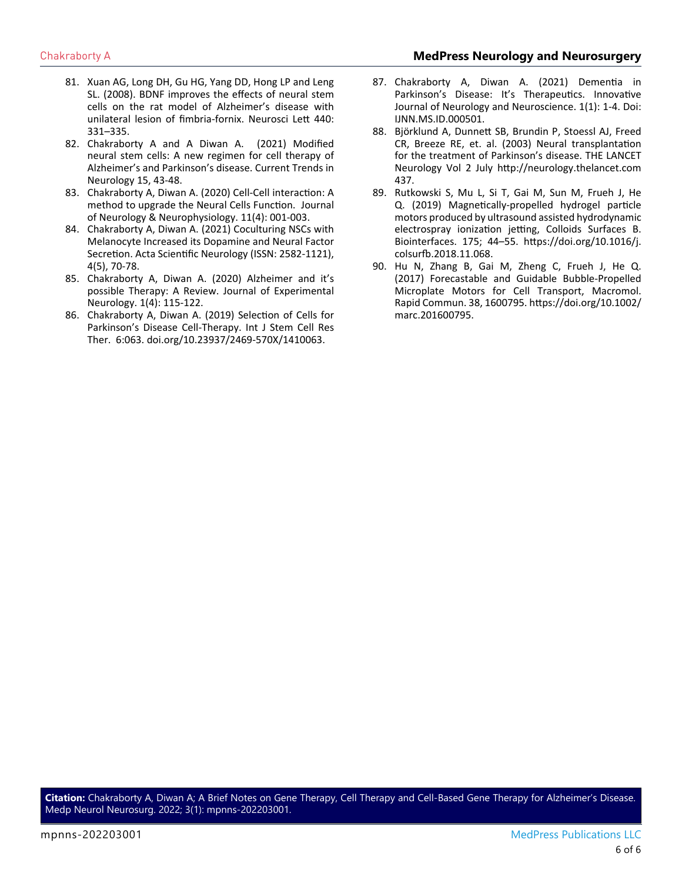81. Xuan AG, Long DH, Gu HG, Yang DD, Hong LP and Leng SL. (2008). BDNF improves the effects of neural stem cells on the rat model of Alzheimer's disease with unilateral lesion of fimbria-fornix. Neurosci Lett 440: 331–335.
82. Chakraborty A and A Diwan A. (2021) Modified neural stem cells: A new regimen for cell therapy of Alzheimer's and Parkinson's disease. Current Trends in Neurology 15, 43-48.
83. Chakraborty A, Diwan A. (2020) Cell-Cell interaction: A method to upgrade the Neural Cells Function. Journal of Neurology & Neurophysiology. 11(4): 001-003.
84. Chakraborty A, Diwan A. (2021) Coculturing NSCs with Melanocyte Increased its Dopamine and Neural Factor Secretion. Acta Scientific Neurology (ISSN: 2582-1121), 4(5), 70-78.
85. Chakraborty A, Diwan A. (2020) Alzheimer and it's possible Therapy: A Review. Journal of Experimental Neurology. 1(4): 115-122.
86. Chakraborty A, Diwan A. (2019) Selection of Cells for Parkinson's Disease Cell-Therapy. Int J Stem Cell Res Ther. 6:063. doi.org/10.23937/2469-570X/1410063.
87. Chakraborty A, Diwan A. (2021) Dementia in Parkinson's Disease: It's Therapeutics. Innovative Journal of Neurology and Neuroscience. 1(1): 1-4. Doi: IJNN.MS.ID.000501.
88. Björklund A, Dunnett SB, Brundin P, Stoessl AJ, Freed CR, Breeze RE, et. al. (2003) Neural transplantation for the treatment of Parkinson's disease. THE LANCET Neurology Vol 2 July http://neurology.thelancet.com 437.
89. Rutkowski S, Mu L, Si T, Gai M, Sun M, Frueh J, He Q. (2019) Magnetically-propelled hydrogel particle motors produced by ultrasound assisted hydrodynamic electrospray ionization jetting, Colloids Surfaces B. Biointerfaces. 175; 44–55. https://doi.org/10.1016/j.colsurfb.2018.11.068.
90. Hu N, Zhang B, Gai M, Zheng C, Frueh J, He Q. (2017) Forecastable and Guidable Bubble-Propelled Microplate Motors for Cell Transport, Macromol. Rapid Commun. 38, 1600795. https://doi.org/10.1002/marc.201600795.

**Citation:** Chakraborty A, Diwan A; A Brief Notes on Gene Therapy, Cell Therapy and Cell-Based Gene Therapy for Alzheimer's Disease. Medp Neurol Neurosurg. 2022; 3(1): mpnns-202203001.